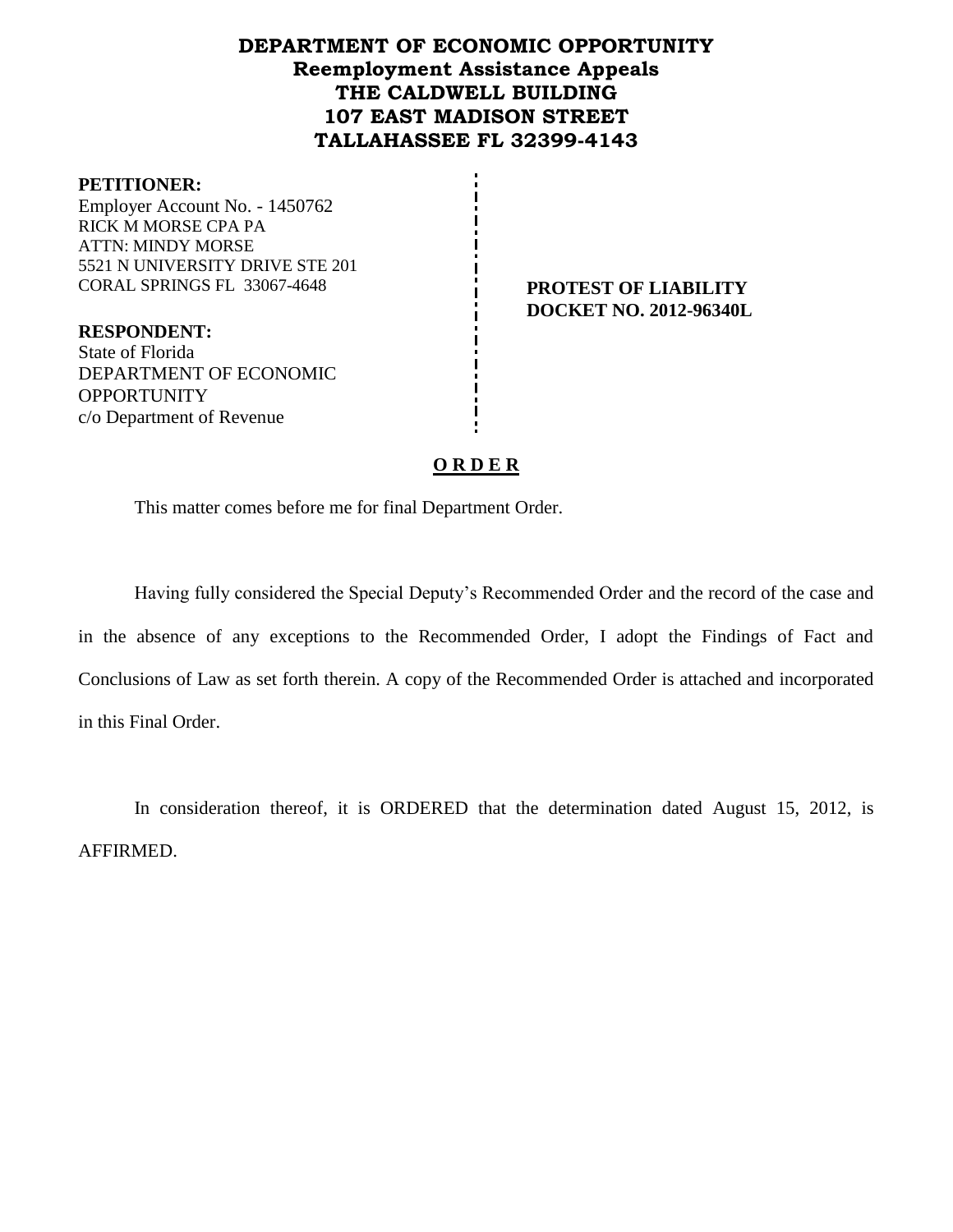# DEPARTMENT OF ECONOMIC OPPORTUNITY
## Reemployment Assistance Appeals
## THE CALDWELL BUILDING
## 107 EAST MADISON STREET
## TALLAHASSEE FL 32399-4143

**PETITIONER:**
Employer Account No. - 1450762
RICK M MORSE CPA PA
ATTN: MINDY MORSE
5521 N UNIVERSITY DRIVE STE 201
CORAL SPRINGS FL 33067-4648

**PROTEST OF LIABILITY**
**DOCKET NO. 2012-96340L**

**RESPONDENT:**
State of Florida
DEPARTMENT OF ECONOMIC OPPORTUNITY
c/o Department of Revenue

**O R D E R**

This matter comes before me for final Department Order.

Having fully considered the Special Deputy's Recommended Order and the record of the case and in the absence of any exceptions to the Recommended Order, I adopt the Findings of Fact and Conclusions of Law as set forth therein. A copy of the Recommended Order is attached and incorporated in this Final Order.

In consideration thereof, it is ORDERED that the determination dated August 15, 2012, is AFFIRMED.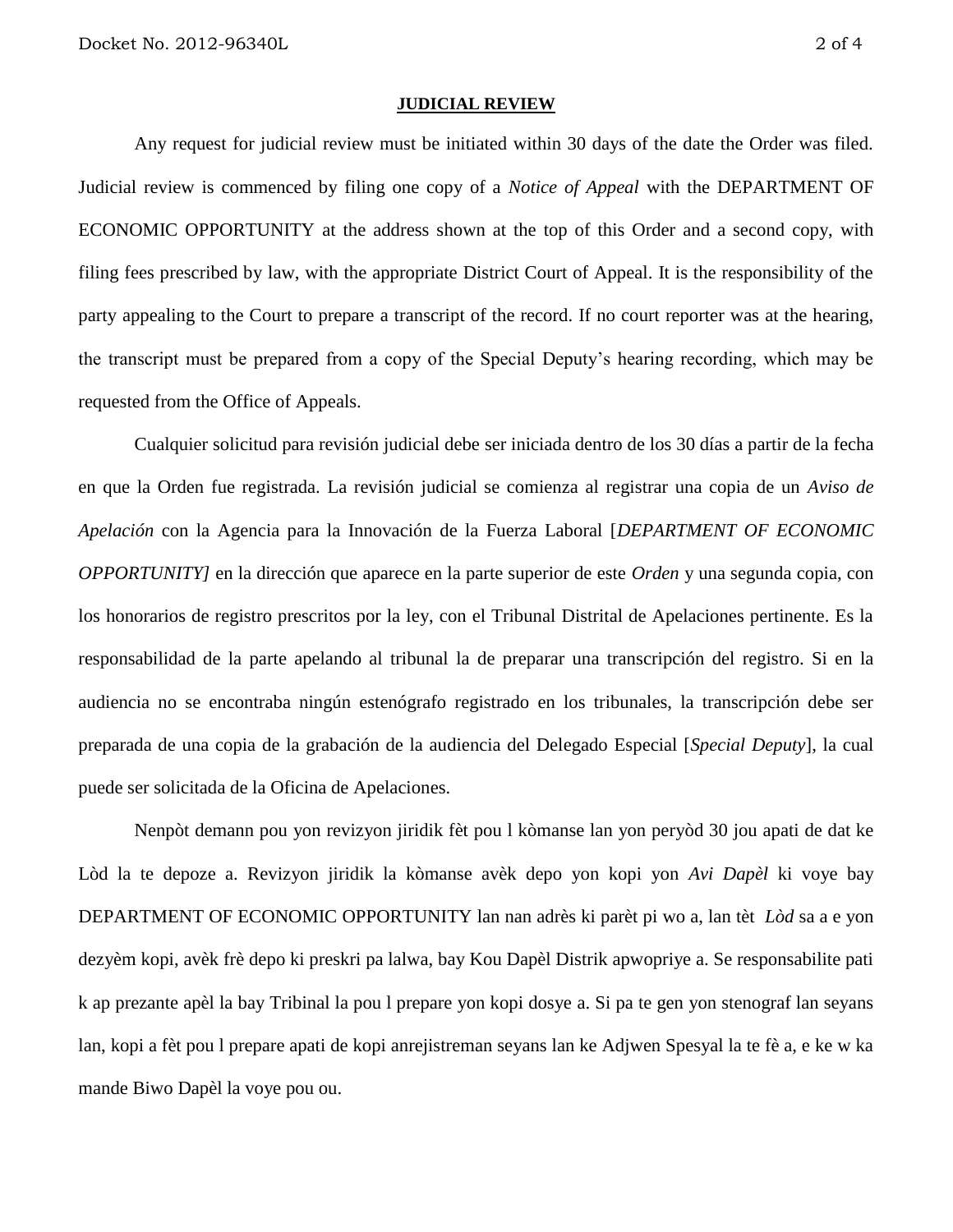**JUDICIAL REVIEW**

Any request for judicial review must be initiated within 30 days of the date the Order was filed. Judicial review is commenced by filing one copy of a *Notice of Appeal* with the DEPARTMENT OF ECONOMIC OPPORTUNITY at the address shown at the top of this Order and a second copy, with filing fees prescribed by law, with the appropriate District Court of Appeal. It is the responsibility of the party appealing to the Court to prepare a transcript of the record. If no court reporter was at the hearing, the transcript must be prepared from a copy of the Special Deputy's hearing recording, which may be requested from the Office of Appeals.

Cualquier solicitud para revisión judicial debe ser iniciada dentro de los 30 días a partir de la fecha en que la Orden fue registrada. La revisión judicial se comienza al registrar una copia de un *Aviso de Apelación* con la Agencia para la Innovación de la Fuerza Laboral [*DEPARTMENT OF ECONOMIC OPPORTUNITY]* en la dirección que aparece en la parte superior de este *Orden* y una segunda copia, con los honorarios de registro prescritos por la ley, con el Tribunal Distrital de Apelaciones pertinente. Es la responsabilidad de la parte apelando al tribunal la de preparar una transcripción del registro. Si en la audiencia no se encontraba ningún estenógrafo registrado en los tribunales, la transcripción debe ser preparada de una copia de la grabación de la audiencia del Delegado Especial [*Special Deputy*], la cual puede ser solicitada de la Oficina de Apelaciones.

Nenpòt demann pou yon revizyon jiridik fèt pou l kòmanse lan yon peryòd 30 jou apati de dat ke Lòd la te depoze a. Revizyon jiridik la kòmanse avèk depo yon kopi yon *Avi Dapèl* ki voye bay DEPARTMENT OF ECONOMIC OPPORTUNITY lan nan adrès ki parèt pi wo a, lan tèt *Lòd* sa a e yon dezyèm kopi, avèk frè depo ki preskri pa lalwa, bay Kou Dapèl Distrik apwopriye a. Se responsabilite pati k ap prezante apèl la bay Tribinal la pou l prepare yon kopi dosye a. Si pa te gen yon stenograf lan seyans lan, kopi a fèt pou l prepare apati de kopi anrejistreman seyans lan ke Adjwen Spesyal la te fè a, e ke w ka mande Biwo Dapèl la voye pou ou.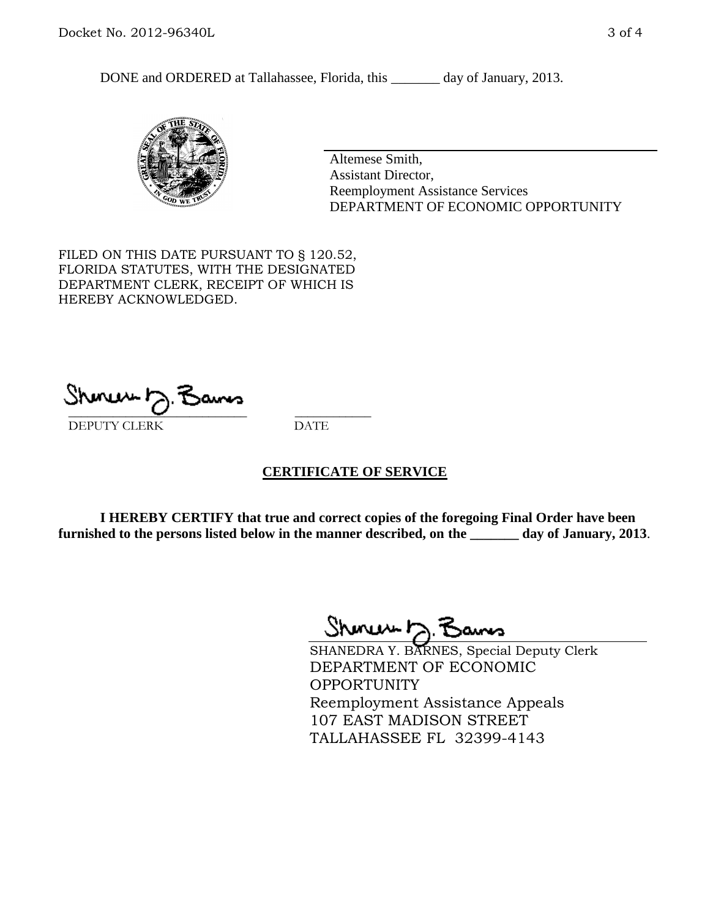DONE and ORDERED at Tallahassee, Florida, this _______ day of January, 2013.

Altemese Smith,
Assistant Director,
Reemployment Assistance Services
DEPARTMENT OF ECONOMIC OPPORTUNITY

FILED ON THIS DATE PURSUANT TO § 120.52, FLORIDA STATUTES, WITH THE DESIGNATED DEPARTMENT CLERK, RECEIPT OF WHICH IS HEREBY ACKNOWLEDGED.

___________________________ ___________
DEPUTY CLERK DATE

## CERTIFICATE OF SERVICE

**I HEREBY CERTIFY that true and correct copies of the foregoing Final Order have been furnished to the persons listed below in the manner described, on the _______ day of January, 2013**.

SHANEDRA Y. BARNES, Special Deputy Clerk
DEPARTMENT OF ECONOMIC OPPORTUNITY
Reemployment Assistance Appeals
107 EAST MADISON STREET
TALLAHASSEE FL 32399-4143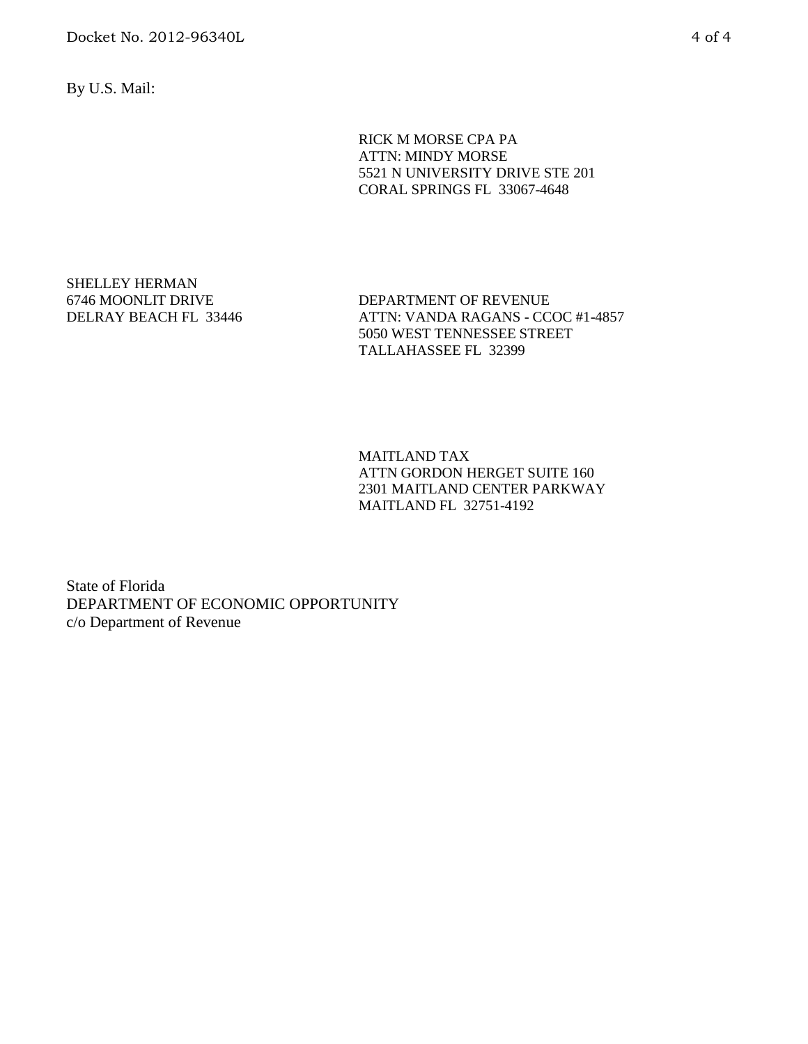By U.S. Mail:

RICK M MORSE CPA PA
ATTN: MINDY MORSE
5521 N UNIVERSITY DRIVE STE 201
CORAL SPRINGS FL 33067-4648

SHELLEY HERMAN
6746 MOONLIT DRIVE
DELRAY BEACH FL 33446

DEPARTMENT OF REVENUE
ATTN: VANDA RAGANS - CCOC #1-4857
5050 WEST TENNESSEE STREET
TALLAHASSEE FL 32399

MAITLAND TAX
ATTN GORDON HERGET SUITE 160
2301 MAITLAND CENTER PARKWAY
MAITLAND FL 32751-4192

State of Florida
DEPARTMENT OF ECONOMIC OPPORTUNITY
c/o Department of Revenue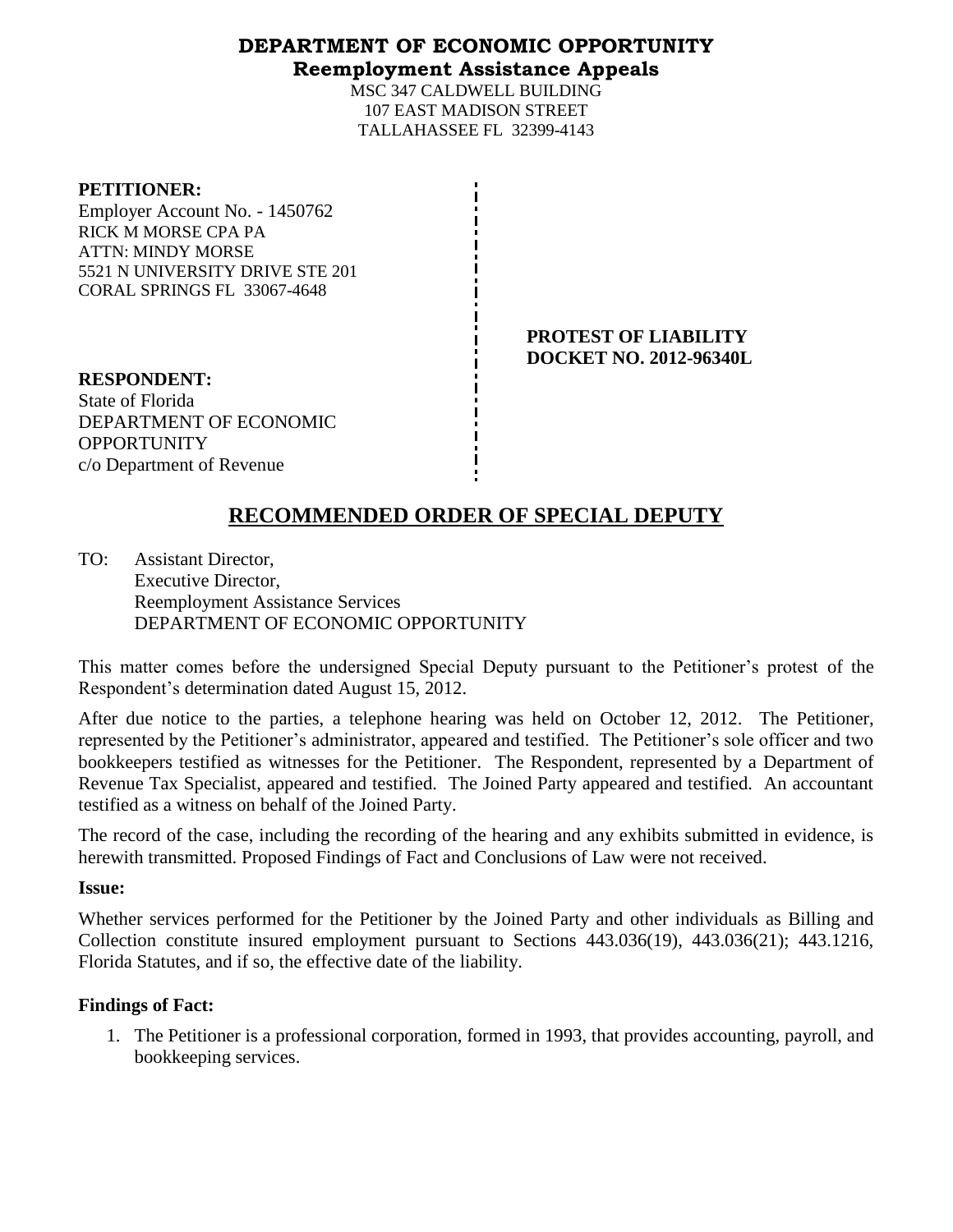# DEPARTMENT OF ECONOMIC OPPORTUNITY
## Reemployment Assistance Appeals

MSC 347 CALDWELL BUILDING
107 EAST MADISON STREET
TALLAHASSEE FL 32399-4143

**PETITIONER:**
Employer Account No. - 1450762
RICK M MORSE CPA PA
ATTN: MINDY MORSE
5521 N UNIVERSITY DRIVE STE 201
CORAL SPRINGS FL 33067-4648

**PROTEST OF LIABILITY**
**DOCKET NO. 2012-96340L**

**RESPONDENT:**
State of Florida
DEPARTMENT OF ECONOMIC OPPORTUNITY
c/o Department of Revenue

# RECOMMENDED ORDER OF SPECIAL DEPUTY

TO: Assistant Director,
Executive Director,
Reemployment Assistance Services
DEPARTMENT OF ECONOMIC OPPORTUNITY

This matter comes before the undersigned Special Deputy pursuant to the Petitioner's protest of the Respondent's determination dated August 15, 2012.

After due notice to the parties, a telephone hearing was held on October 12, 2012. The Petitioner, represented by the Petitioner's administrator, appeared and testified. The Petitioner's sole officer and two bookkeepers testified as witnesses for the Petitioner. The Respondent, represented by a Department of Revenue Tax Specialist, appeared and testified. The Joined Party appeared and testified. An accountant testified as a witness on behalf of the Joined Party.

The record of the case, including the recording of the hearing and any exhibits submitted in evidence, is herewith transmitted. Proposed Findings of Fact and Conclusions of Law were not received.

**Issue:**

Whether services performed for the Petitioner by the Joined Party and other individuals as Billing and Collection constitute insured employment pursuant to Sections 443.036(19), 443.036(21); 443.1216, Florida Statutes, and if so, the effective date of the liability.

**Findings of Fact:**

1. The Petitioner is a professional corporation, formed in 1993, that provides accounting, payroll, and bookkeeping services.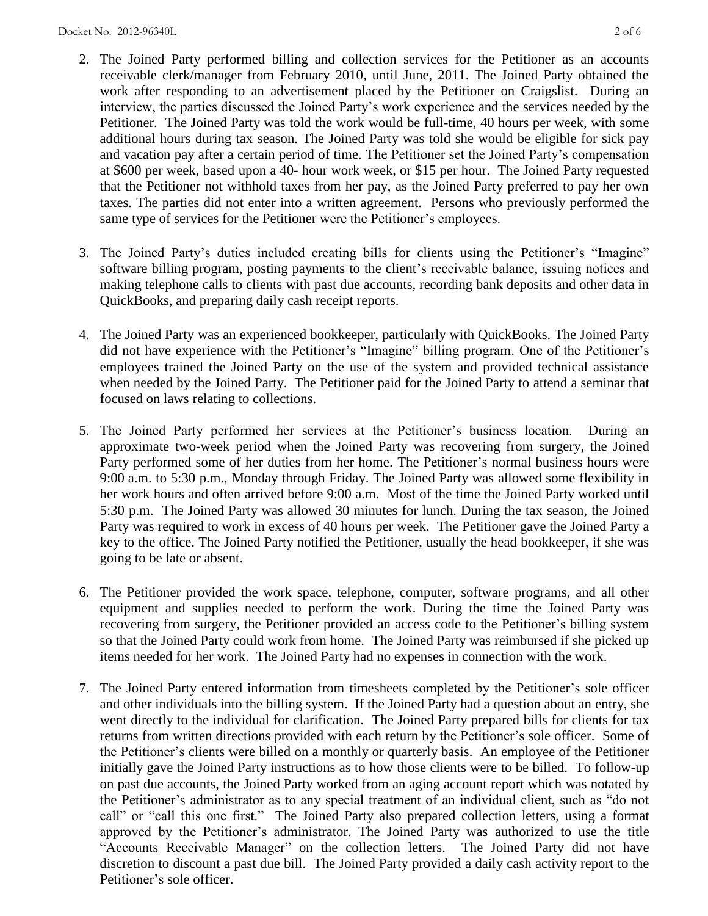2. The Joined Party performed billing and collection services for the Petitioner as an accounts receivable clerk/manager from February 2010, until June, 2011. The Joined Party obtained the work after responding to an advertisement placed by the Petitioner on Craigslist. During an interview, the parties discussed the Joined Party's work experience and the services needed by the Petitioner. The Joined Party was told the work would be full-time, 40 hours per week, with some additional hours during tax season. The Joined Party was told she would be eligible for sick pay and vacation pay after a certain period of time. The Petitioner set the Joined Party's compensation at $600 per week, based upon a 40- hour work week, or $15 per hour. The Joined Party requested that the Petitioner not withhold taxes from her pay, as the Joined Party preferred to pay her own taxes. The parties did not enter into a written agreement. Persons who previously performed the same type of services for the Petitioner were the Petitioner's employees.

3. The Joined Party's duties included creating bills for clients using the Petitioner's "Imagine" software billing program, posting payments to the client's receivable balance, issuing notices and making telephone calls to clients with past due accounts, recording bank deposits and other data in QuickBooks, and preparing daily cash receipt reports.

4. The Joined Party was an experienced bookkeeper, particularly with QuickBooks. The Joined Party did not have experience with the Petitioner's "Imagine" billing program. One of the Petitioner's employees trained the Joined Party on the use of the system and provided technical assistance when needed by the Joined Party. The Petitioner paid for the Joined Party to attend a seminar that focused on laws relating to collections.

5. The Joined Party performed her services at the Petitioner's business location. During an approximate two-week period when the Joined Party was recovering from surgery, the Joined Party performed some of her duties from her home. The Petitioner's normal business hours were 9:00 a.m. to 5:30 p.m., Monday through Friday. The Joined Party was allowed some flexibility in her work hours and often arrived before 9:00 a.m. Most of the time the Joined Party worked until 5:30 p.m. The Joined Party was allowed 30 minutes for lunch. During the tax season, the Joined Party was required to work in excess of 40 hours per week. The Petitioner gave the Joined Party a key to the office. The Joined Party notified the Petitioner, usually the head bookkeeper, if she was going to be late or absent.

6. The Petitioner provided the work space, telephone, computer, software programs, and all other equipment and supplies needed to perform the work. During the time the Joined Party was recovering from surgery, the Petitioner provided an access code to the Petitioner's billing system so that the Joined Party could work from home. The Joined Party was reimbursed if she picked up items needed for her work. The Joined Party had no expenses in connection with the work.

7. The Joined Party entered information from timesheets completed by the Petitioner's sole officer and other individuals into the billing system. If the Joined Party had a question about an entry, she went directly to the individual for clarification. The Joined Party prepared bills for clients for tax returns from written directions provided with each return by the Petitioner's sole officer. Some of the Petitioner's clients were billed on a monthly or quarterly basis. An employee of the Petitioner initially gave the Joined Party instructions as to how those clients were to be billed. To follow-up on past due accounts, the Joined Party worked from an aging account report which was notated by the Petitioner's administrator as to any special treatment of an individual client, such as "do not call" or "call this one first." The Joined Party also prepared collection letters, using a format approved by the Petitioner's administrator. The Joined Party was authorized to use the title "Accounts Receivable Manager" on the collection letters. The Joined Party did not have discretion to discount a past due bill. The Joined Party provided a daily cash activity report to the Petitioner's sole officer.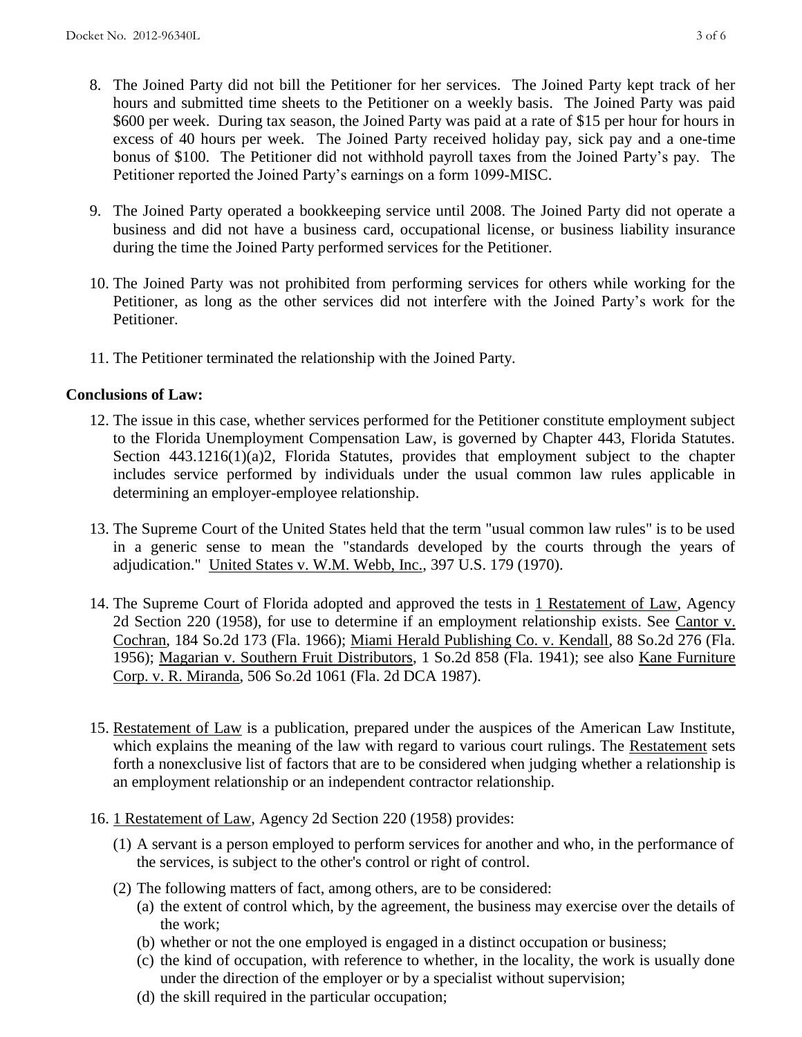8. The Joined Party did not bill the Petitioner for her services. The Joined Party kept track of her hours and submitted time sheets to the Petitioner on a weekly basis. The Joined Party was paid $600 per week. During tax season, the Joined Party was paid at a rate of $15 per hour for hours in excess of 40 hours per week. The Joined Party received holiday pay, sick pay and a one-time bonus of $100. The Petitioner did not withhold payroll taxes from the Joined Party's pay. The Petitioner reported the Joined Party's earnings on a form 1099-MISC.

9. The Joined Party operated a bookkeeping service until 2008. The Joined Party did not operate a business and did not have a business card, occupational license, or business liability insurance during the time the Joined Party performed services for the Petitioner.

10. The Joined Party was not prohibited from performing services for others while working for the Petitioner, as long as the other services did not interfere with the Joined Party's work for the Petitioner.

11. The Petitioner terminated the relationship with the Joined Party.

**Conclusions of Law:**

12. The issue in this case, whether services performed for the Petitioner constitute employment subject to the Florida Unemployment Compensation Law, is governed by Chapter 443, Florida Statutes. Section 443.1216(1)(a)2, Florida Statutes, provides that employment subject to the chapter includes service performed by individuals under the usual common law rules applicable in determining an employer-employee relationship.

13. The Supreme Court of the United States held that the term "usual common law rules" is to be used in a generic sense to mean the "standards developed by the courts through the years of adjudication." United States v. W.M. Webb, Inc., 397 U.S. 179 (1970).

14. The Supreme Court of Florida adopted and approved the tests in 1 Restatement of Law, Agency 2d Section 220 (1958), for use to determine if an employment relationship exists. See Cantor v. Cochran, 184 So.2d 173 (Fla. 1966); Miami Herald Publishing Co. v. Kendall, 88 So.2d 276 (Fla. 1956); Magarian v. Southern Fruit Distributors, 1 So.2d 858 (Fla. 1941); see also Kane Furniture Corp. v. R. Miranda, 506 So.2d 1061 (Fla. 2d DCA 1987).

15. Restatement of Law is a publication, prepared under the auspices of the American Law Institute, which explains the meaning of the law with regard to various court rulings. The Restatement sets forth a nonexclusive list of factors that are to be considered when judging whether a relationship is an employment relationship or an independent contractor relationship.

16. 1 Restatement of Law, Agency 2d Section 220 (1958) provides:

    (1) A servant is a person employed to perform services for another and who, in the performance of the services, is subject to the other's control or right of control.

    (2) The following matters of fact, among others, are to be considered:
        (a) the extent of control which, by the agreement, the business may exercise over the details of the work;
        (b) whether or not the one employed is engaged in a distinct occupation or business;
        (c) the kind of occupation, with reference to whether, in the locality, the work is usually done under the direction of the employer or by a specialist without supervision;
        (d) the skill required in the particular occupation;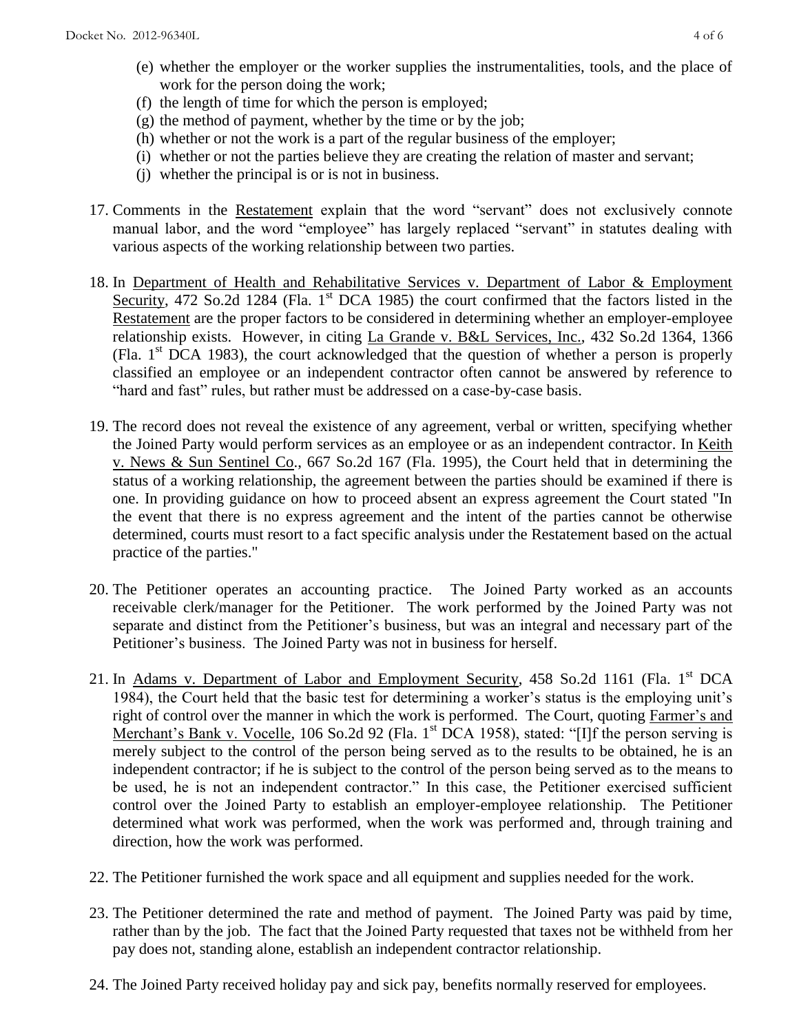(e) whether the employer or the worker supplies the instrumentalities, tools, and the place of work for the person doing the work;
(f) the length of time for which the person is employed;
(g) the method of payment, whether by the time or by the job;
(h) whether or not the work is a part of the regular business of the employer;
(i) whether or not the parties believe they are creating the relation of master and servant;
(j) whether the principal is or is not in business.

17. Comments in the Restatement explain that the word "servant" does not exclusively connote manual labor, and the word "employee" has largely replaced "servant" in statutes dealing with various aspects of the working relationship between two parties.

18. In Department of Health and Rehabilitative Services v. Department of Labor & Employment Security, 472 So.2d 1284 (Fla. 1st DCA 1985) the court confirmed that the factors listed in the Restatement are the proper factors to be considered in determining whether an employer-employee relationship exists. However, in citing La Grande v. B&L Services, Inc., 432 So.2d 1364, 1366 (Fla. 1st DCA 1983), the court acknowledged that the question of whether a person is properly classified an employee or an independent contractor often cannot be answered by reference to "hard and fast" rules, but rather must be addressed on a case-by-case basis.

19. The record does not reveal the existence of any agreement, verbal or written, specifying whether the Joined Party would perform services as an employee or as an independent contractor. In Keith v. News & Sun Sentinel Co., 667 So.2d 167 (Fla. 1995), the Court held that in determining the status of a working relationship, the agreement between the parties should be examined if there is one. In providing guidance on how to proceed absent an express agreement the Court stated "In the event that there is no express agreement and the intent of the parties cannot be otherwise determined, courts must resort to a fact specific analysis under the Restatement based on the actual practice of the parties."

20. The Petitioner operates an accounting practice. The Joined Party worked as an accounts receivable clerk/manager for the Petitioner. The work performed by the Joined Party was not separate and distinct from the Petitioner's business, but was an integral and necessary part of the Petitioner's business. The Joined Party was not in business for herself.

21. In Adams v. Department of Labor and Employment Security, 458 So.2d 1161 (Fla. 1st DCA 1984), the Court held that the basic test for determining a worker's status is the employing unit's right of control over the manner in which the work is performed. The Court, quoting Farmer's and Merchant's Bank v. Vocelle, 106 So.2d 92 (Fla. 1st DCA 1958), stated: "[I]f the person serving is merely subject to the control of the person being served as to the results to be obtained, he is an independent contractor; if he is subject to the control of the person being served as to the means to be used, he is not an independent contractor." In this case, the Petitioner exercised sufficient control over the Joined Party to establish an employer-employee relationship. The Petitioner determined what work was performed, when the work was performed and, through training and direction, how the work was performed.

22. The Petitioner furnished the work space and all equipment and supplies needed for the work.

23. The Petitioner determined the rate and method of payment. The Joined Party was paid by time, rather than by the job. The fact that the Joined Party requested that taxes not be withheld from her pay does not, standing alone, establish an independent contractor relationship.

24. The Joined Party received holiday pay and sick pay, benefits normally reserved for employees.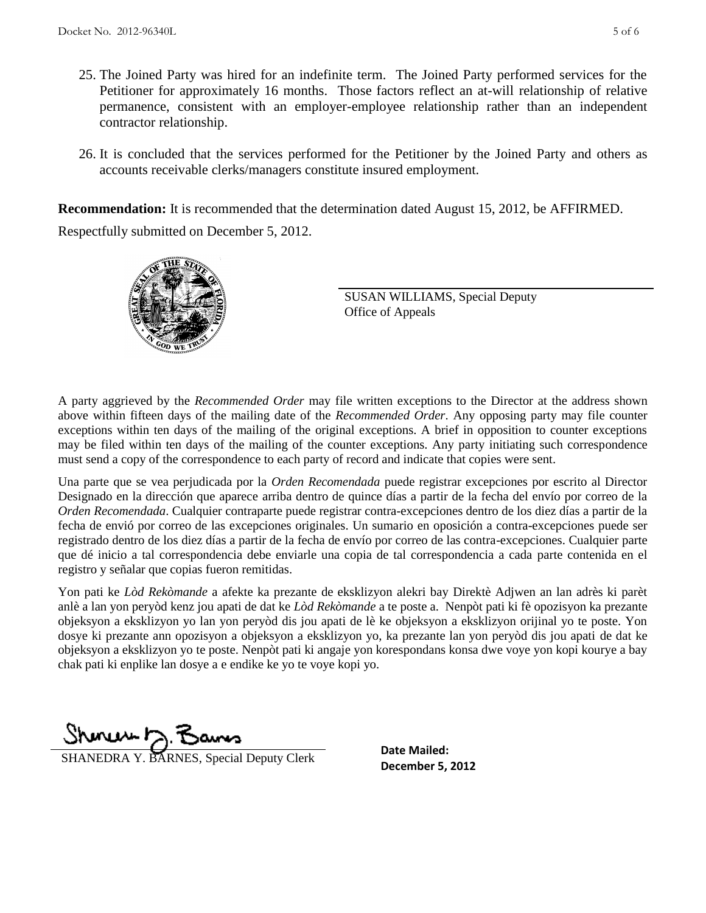25. The Joined Party was hired for an indefinite term. The Joined Party performed services for the Petitioner for approximately 16 months. Those factors reflect an at-will relationship of relative permanence, consistent with an employer-employee relationship rather than an independent contractor relationship.

26. It is concluded that the services performed for the Petitioner by the Joined Party and others as accounts receivable clerks/managers constitute insured employment.

**Recommendation:** It is recommended that the determination dated August 15, 2012, be AFFIRMED.

Respectfully submitted on December 5, 2012.

SUSAN WILLIAMS, Special Deputy
Office of Appeals

A party aggrieved by the *Recommended Order* may file written exceptions to the Director at the address shown above within fifteen days of the mailing date of the *Recommended Order*. Any opposing party may file counter exceptions within ten days of the mailing of the original exceptions. A brief in opposition to counter exceptions may be filed within ten days of the mailing of the counter exceptions. Any party initiating such correspondence must send a copy of the correspondence to each party of record and indicate that copies were sent.

Una parte que se vea perjudicada por la *Orden Recomendada* puede registrar excepciones por escrito al Director Designado en la dirección que aparece arriba dentro de quince días a partir de la fecha del envío por correo de la *Orden Recomendada*. Cualquier contraparte puede registrar contra-excepciones dentro de los diez días a partir de la fecha de envió por correo de las excepciones originales. Un sumario en oposición a contra-excepciones puede ser registrado dentro de los diez días a partir de la fecha de envío por correo de las contra-excepciones. Cualquier parte que dé inicio a tal correspondencia debe enviarle una copia de tal correspondencia a cada parte contenida en el registro y señalar que copias fueron remitidas.

Yon pati ke *Lòd Rekòmande* a afekte ka prezante de eksklizyon alekri bay Direktè Adjwen an lan adrès ki parèt anlè a lan yon peryòd kenz jou apati de dat ke *Lòd Rekòmande* a te poste a. Nenpòt pati ki fè opozisyon ka prezante objeksyon a eksklizyon yo lan yon peryòd dis jou apati de lè ke objeksyon a eksklizyon orijinal yo te poste. Yon dosye ki prezante ann opozisyon a objeksyon a eksklizyon yo, ka prezante lan yon peryòd dis jou apati de dat ke objeksyon a eksklizyon yo te poste. Nenpòt pati ki angaje yon korespondans konsa dwe voye yon kopi kourye a bay chak pati ki enplike lan dosye a e endike ke yo te voye kopi yo.

SHANEDRA Y. BARNES, Special Deputy Clerk

**Date Mailed:**
**December 5, 2012**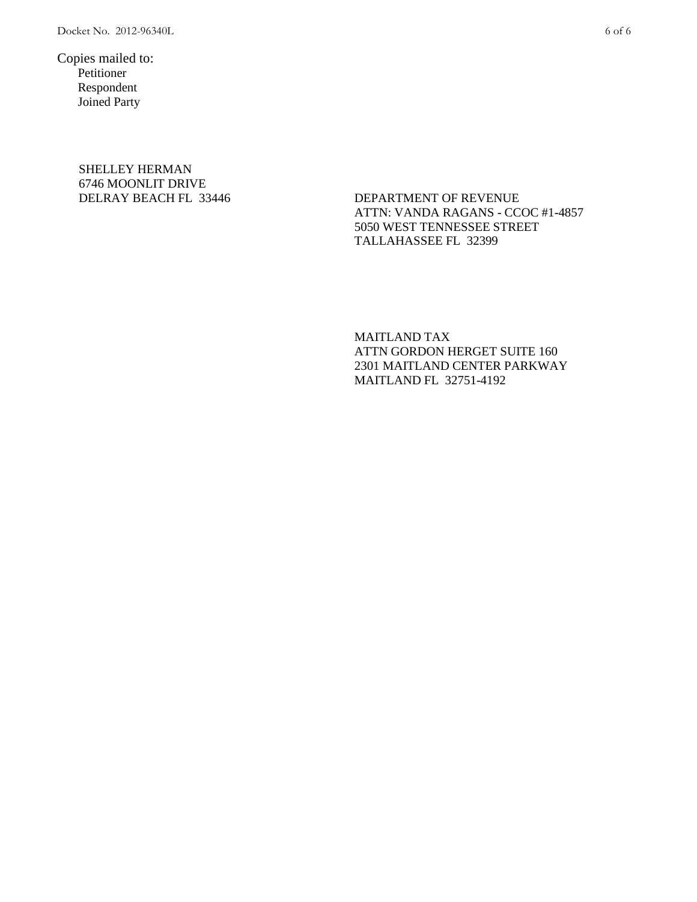Copies mailed to:

Petitioner
Respondent
Joined Party

SHELLEY HERMAN
6746 MOONLIT DRIVE
DELRAY BEACH FL 33446

DEPARTMENT OF REVENUE
ATTN: VANDA RAGANS - CCOC #1-4857
5050 WEST TENNESSEE STREET
TALLAHASSEE FL 32399

MAITLAND TAX
ATTN GORDON HERGET SUITE 160
2301 MAITLAND CENTER PARKWAY
MAITLAND FL 32751-4192